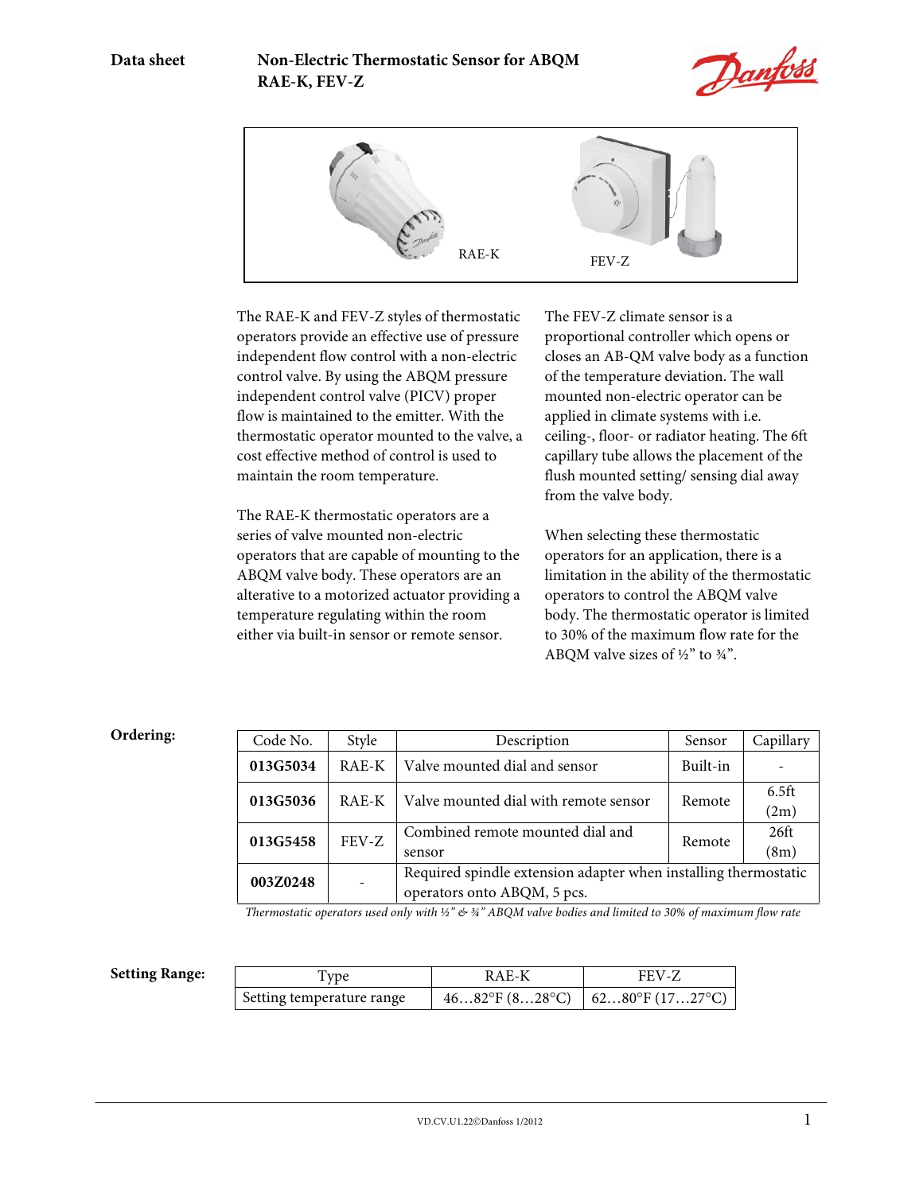**Data sheet** **Non-Electric Thermostatic Sensor for ABQM RAE-K, FEV-Z**

RAE-K FEV-Z

The RAE-K and FEV-Z styles of thermostatic operators provide an effective use of pressure independent flow control with a non-electric control valve. By using the ABQM pressure independent control valve (PICV) proper flow is maintained to the emitter. With the thermostatic operator mounted to the valve, a cost effective method of control is used to maintain the room temperature.

The RAE-K thermostatic operators are a series of valve mounted non-electric operators that are capable of mounting to the ABQM valve body. These operators are an alterative to a motorized actuator providing a temperature regulating within the room either via built-in sensor or remote sensor.

The FEV-Z climate sensor is a proportional controller which opens or closes an AB-QM valve body as a function of the temperature deviation. The wall mounted non-electric operator can be applied in climate systems with i.e. ceiling-, floor- or radiator heating. The 6ft capillary tube allows the placement of the flush mounted setting/ sensing dial away from the valve body.

When selecting these thermostatic operators for an application, there is a limitation in the ability of the thermostatic operators to control the ABQM valve body. The thermostatic operator is limited to 30% of the maximum flow rate for the ABQM valve sizes of ½" to ¾".

## Ordering:

| Code No. | Style | Description | Sensor | Capillary |
|---|---|---|---|---|
| **013G5034** | RAE-K | Valve mounted dial and sensor | Built-in | - |
| **013G5036** | RAE-K | Valve mounted dial with remote sensor | Remote | 6.5ft (2m) |
| **013G5458** | FEV-Z | Combined remote mounted dial and sensor | Remote | 26ft (8m) |
| **003Z0248** | - | Required spindle extension adapter when installing thermostatic operators onto ABQM, 5 pcs. | | |

*Thermostatic operators used only with ½" & ¾" ABQM valve bodies and limited to 30% of maximum flow rate*

## Setting Range:

| Type | RAE-K | FEV-Z |
|---|---|---|
| Setting temperature range | 46…82°F (8…28°C) | 62…80°F (17…27°C) |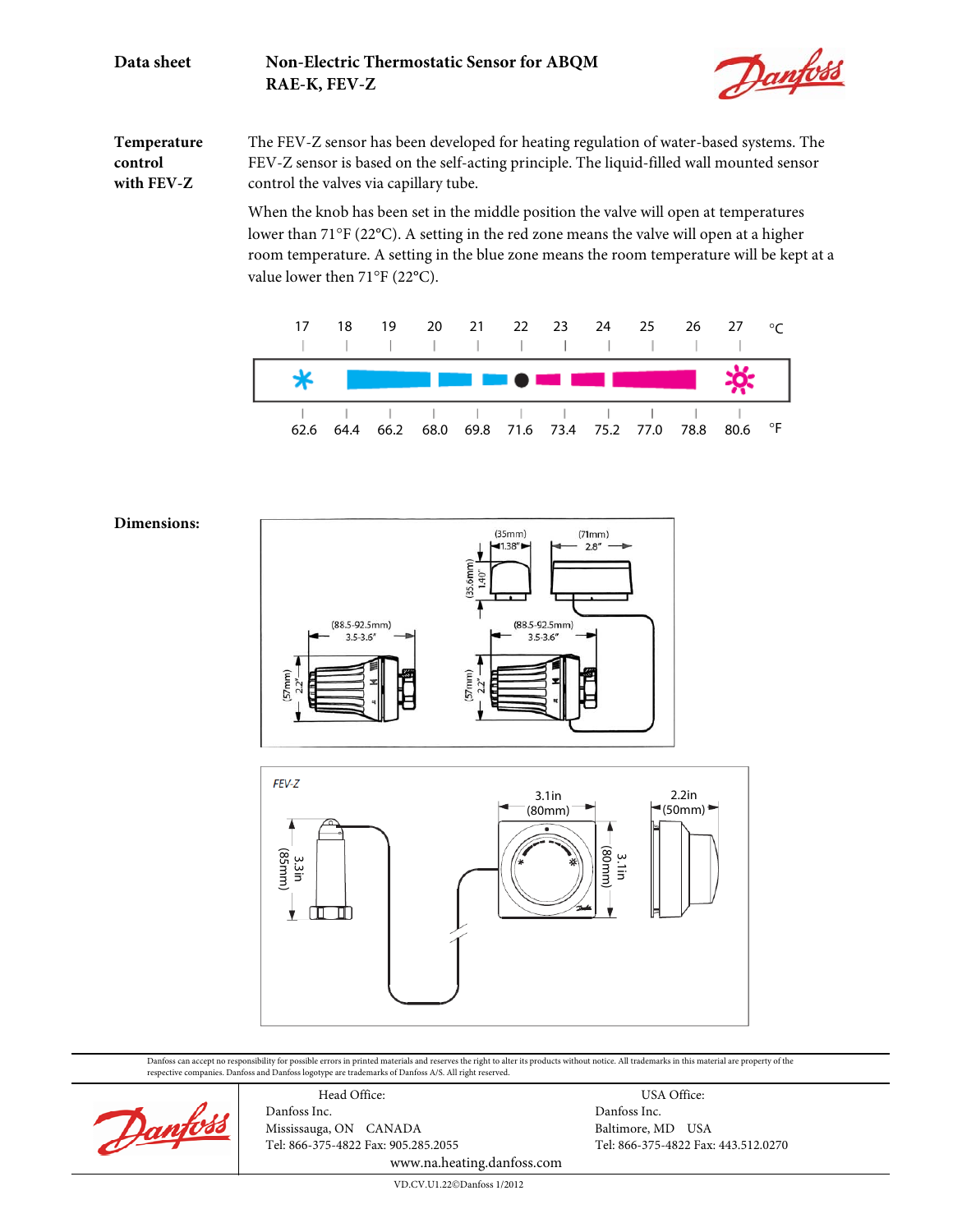**Data sheet** — **Non-Electric Thermostatic Sensor for ABQM RAE-K, FEV-Z**

## Temperature control with FEV-Z

The FEV-Z sensor has been developed for heating regulation of water-based systems. The FEV-Z sensor is based on the self-acting principle. The liquid-filled wall mounted sensor control the valves via capillary tube.

When the knob has been set in the middle position the valve will open at temperatures lower than 71°F (22°C). A setting in the red zone means the valve will open at a higher room temperature. A setting in the blue zone means the room temperature will be kept at a value lower then 71°F (22°C).

17 18 19 20 21 22 23 24 25 26 27 °C

62.6 64.4 66.2 68.0 69.8 71.6 73.4 75.2 77.0 78.8 80.6 °F

## Dimensions:

(35mm) 1.38"
(71mm) 2.8"
(35.6mm) 1.40"
(88.5-92.5mm) 3.5-3.6"
(57mm) 2.2"
(88.5-92.5mm) 3.5-3.6"
(57mm) 2.2"

FEV-Z

3.3in (85mm)
3.1in (80mm)
3.1in (80mm)
2.2in (50mm)

Danfoss can accept no responsibility for possible errors in printed materials and reserves the right to alter its products without notice. All trademarks in this material are property of the respective companies. Danfoss and Danfoss logotype are trademarks of Danfoss A/S. All right reserved.

Head Office:
Danfoss Inc.
Mississauga, ON CANADA
Tel: 866-375-4822 Fax: 905.285.2055

USA Office:
Danfoss Inc.
Baltimore, MD USA
Tel: 866-375-4822 Fax: 443.512.0270

www.na.heating.danfoss.com

VD.CV.U1.22©Danfoss 1/2012